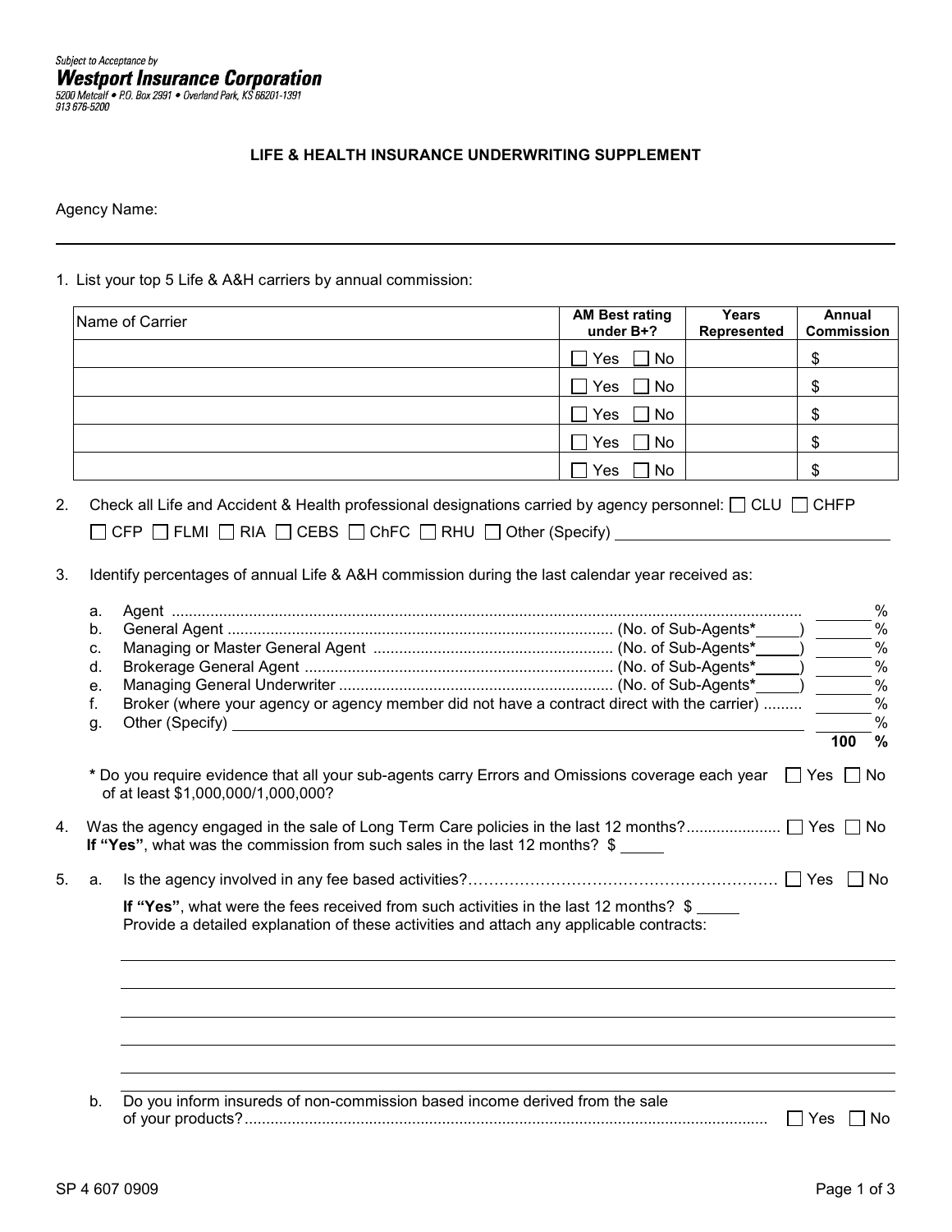Subject to Acceptance by

**Westport Insurance Corporation**

5200 Metcalf • P.O. Box 2991 • Overland Park, KS 66201-1391
913 676-5200

## LIFE & HEALTH INSURANCE UNDERWRITING SUPPLEMENT

Agency Name: ______________________________

1. List your top 5 Life & A&H carriers by annual commission:

| Name of Carrier | AM Best rating under B+? | Years Represented | Annual Commission |
|---|---|---|---|
| | ☐ Yes ☐ No | | $ |
| | ☐ Yes ☐ No | | $ |
| | ☐ Yes ☐ No | | $ |
| | ☐ Yes ☐ No | | $ |
| | ☐ Yes ☐ No | | $ |

2. Check all Life and Accident & Health professional designations carried by agency personnel: ☐ CLU ☐ CHFP ☐ CFP ☐ FLMI ☐ RIA ☐ CEBS ☐ ChFC ☐ RHU ☐ Other (Specify) ______________

3. Identify percentages of annual Life & A&H commission during the last calendar year received as:

   a. Agency ........................................................................ _____ %
   b. General Agent ............................................ (No. of Sub-Agents* _____ ) _____ %
   c. Managing or Master General Agent ........................ (No. of Sub-Agents* _____ ) _____ %
   d. Brokerage General Agent ..................................... (No. of Sub-Agents* _____ ) _____ %
   e. Managing General Underwriter ................................ (No. of Sub-Agents* _____ ) _____ %
   f. Broker (where your agency or agency member did not have a contract direct with the carrier) ......... _____ %
   g. Other (Specify) ______________________________ _____ %

   **100 %**

   **\*** Do you require evidence that all your sub-agents carry Errors and Omissions coverage each year of at least $1,000,000/1,000,000? ☐ Yes ☐ No

4. Was the agency engaged in the sale of Long Term Care policies in the last 12 months?..................... ☐ Yes ☐ No
   **If "Yes"**, what was the commission from such sales in the last 12 months? $ _____

5. a. Is the agency involved in any fee based activities?.................................................... ☐ Yes ☐ No

   **If "Yes"**, what were the fees received from such activities in the last 12 months? $ _____
   Provide a detailed explanation of these activities and attach any applicable contracts:

   ______________________________________________________________________

   ______________________________________________________________________

   ______________________________________________________________________

   ______________________________________________________________________

   ______________________________________________________________________

   b. Do you inform insureds of non-commission based income derived from the sale of your products?................................................................................. ☐ Yes ☐ No

SP 4 607 0909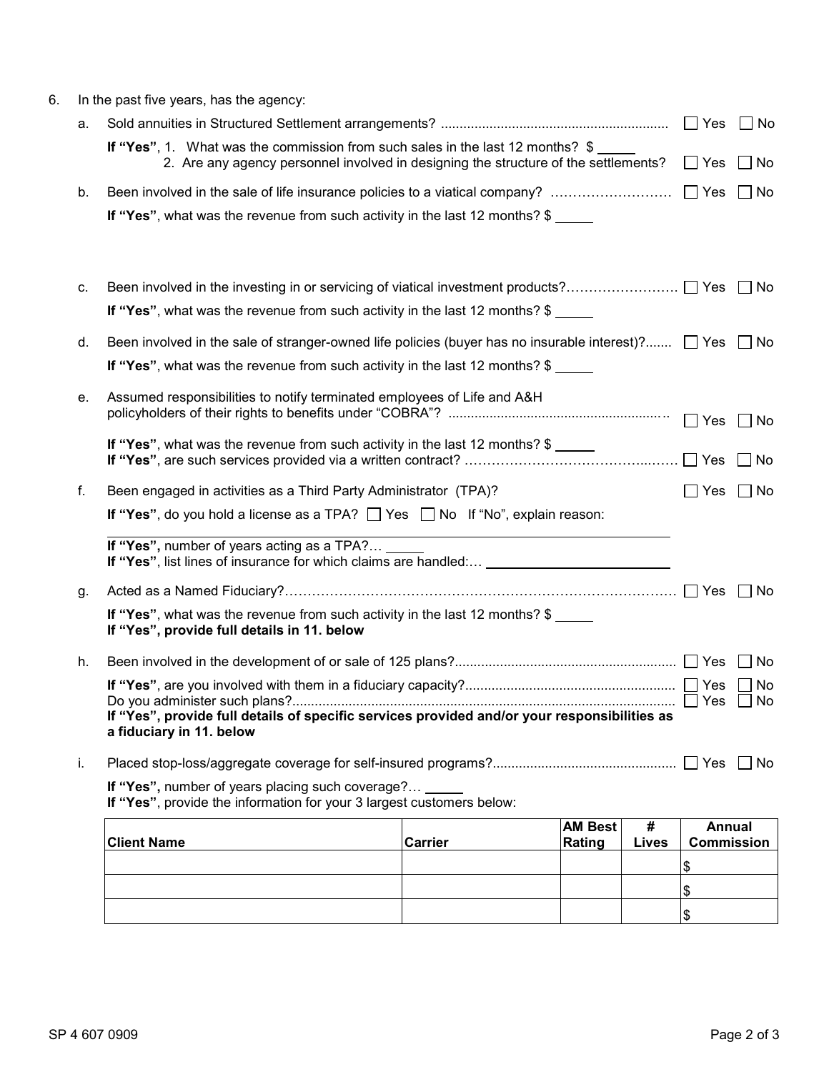6. In the past five years, has the agency:

   a. Sold annuities in Structured Settlement arrangements? ☐ Yes ☐ No

   **If "Yes"**, 1. What was the commission from such sales in the last 12 months? $ _____

   2. Are any agency personnel involved in designing the structure of the settlements? ☐ Yes ☐ No

   b. Been involved in the sale of life insurance policies to a viatical company? ☐ Yes ☐ No

   **If "Yes"**, what was the revenue from such activity in the last 12 months? $ _____

   c. Been involved in the investing in or servicing of viatical investment products? ☐ Yes ☐ No

   **If "Yes"**, what was the revenue from such activity in the last 12 months? $ _____

   d. Been involved in the sale of stranger-owned life policies (buyer has no insurable interest)? ☐ Yes ☐ No

   **If "Yes"**, what was the revenue from such activity in the last 12 months? $ _____

   e. Assumed responsibilities to notify terminated employees of Life and A&H policyholders of their rights to benefits under "COBRA"? ☐ Yes ☐ No

   **If "Yes"**, what was the revenue from such activity in the last 12 months? $ _____

   **If "Yes"**, are such services provided via a written contract? ☐ Yes ☐ No

   f. Been engaged in activities as a Third Party Administrator (TPA)? ☐ Yes ☐ No

   **If "Yes"**, do you hold a license as a TPA? ☐ Yes ☐ No If "No", explain reason:

   _______________________________________________

   **If "Yes",** number of years acting as a TPA? _____

   **If "Yes"**, list lines of insurance for which claims are handled: _______________

   g. Acted as a Named Fiduciary? ☐ Yes ☐ No

   **If "Yes"**, what was the revenue from such activity in the last 12 months? $ _____

   **If "Yes", provide full details in 11. below**

   h. Been involved in the development of or sale of 125 plans? ☐ Yes ☐ No

   **If "Yes"**, are you involved with them in a fiduciary capacity? ☐ Yes ☐ No

   Do you administer such plans? ☐ Yes ☐ No

   **If "Yes", provide full details of specific services provided and/or your responsibilities as a fiduciary in 11. below**

   i. Placed stop-loss/aggregate coverage for self-insured programs? ☐ Yes ☐ No

   **If "Yes",** number of years placing such coverage? _____

   **If "Yes"**, provide the information for your 3 largest customers below:

| Client Name | Carrier | AM Best Rating | # Lives | Annual Commission |
|---|---|---|---|---|
| | | | | $ |
| | | | | $ |
| | | | | $ |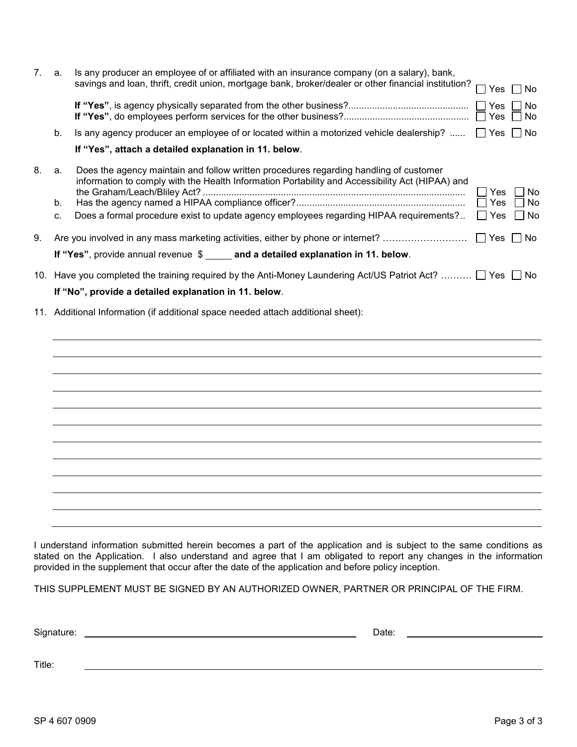7. a. Is any producer an employee of or affiliated with an insurance company (on a salary), bank, savings and loan, thrift, credit union, mortgage bank, broker/dealer or other financial institution? ☐ Yes ☐ No

   **If "Yes"**, is agency physically separated from the other business?............................................. ☐ Yes ☐ No
   **If "Yes"**, do employees perform services for the other business?............................................... ☐ Yes ☐ No

   b. Is any agency producer an employee of or located within a motorized vehicle dealership? ...... ☐ Yes ☐ No

   **If "Yes", attach a detailed explanation in 11. below**.

8. a. Does the agency maintain and follow written procedures regarding handling of customer information to comply with the Health Information Portability and Accessibility Act (HIPAA) and the Graham/Leach/Bliley Act? .................................................................................................... ☐ Yes ☐ No

   b. Has the agency named a HIPAA compliance officer?................................................................ ☐ Yes ☐ No

   c. Does a formal procedure exist to update agency employees regarding HIPAA requirements?.. ☐ Yes ☐ No

9. Are you involved in any mass marketing activities, either by phone or internet? ……………………… ☐ Yes ☐ No

   **If "Yes"**, provide annual revenue $ _____ **and a detailed explanation in 11. below**.

10. Have you completed the training required by the Anti-Money Laundering Act/US Patriot Act? ………. ☐ Yes ☐ No

    **If "No", provide a detailed explanation in 11. below**.

11. Additional Information (if additional space needed attach additional sheet):

______________________________________________________________________

______________________________________________________________________

______________________________________________________________________

______________________________________________________________________

______________________________________________________________________

______________________________________________________________________

______________________________________________________________________

______________________________________________________________________

______________________________________________________________________

______________________________________________________________________

______________________________________________________________________

______________________________________________________________________

I understand information submitted herein becomes a part of the application and is subject to the same conditions as stated on the Application. I also understand and agree that I am obligated to report any changes in the information provided in the supplement that occur after the date of the application and before policy inception.

THIS SUPPLEMENT MUST BE SIGNED BY AN AUTHORIZED OWNER, PARTNER OR PRINCIPAL OF THE FIRM.

Signature: ________________________________ Date: ____________________

Title: ________________________________

SP 4 607 0909